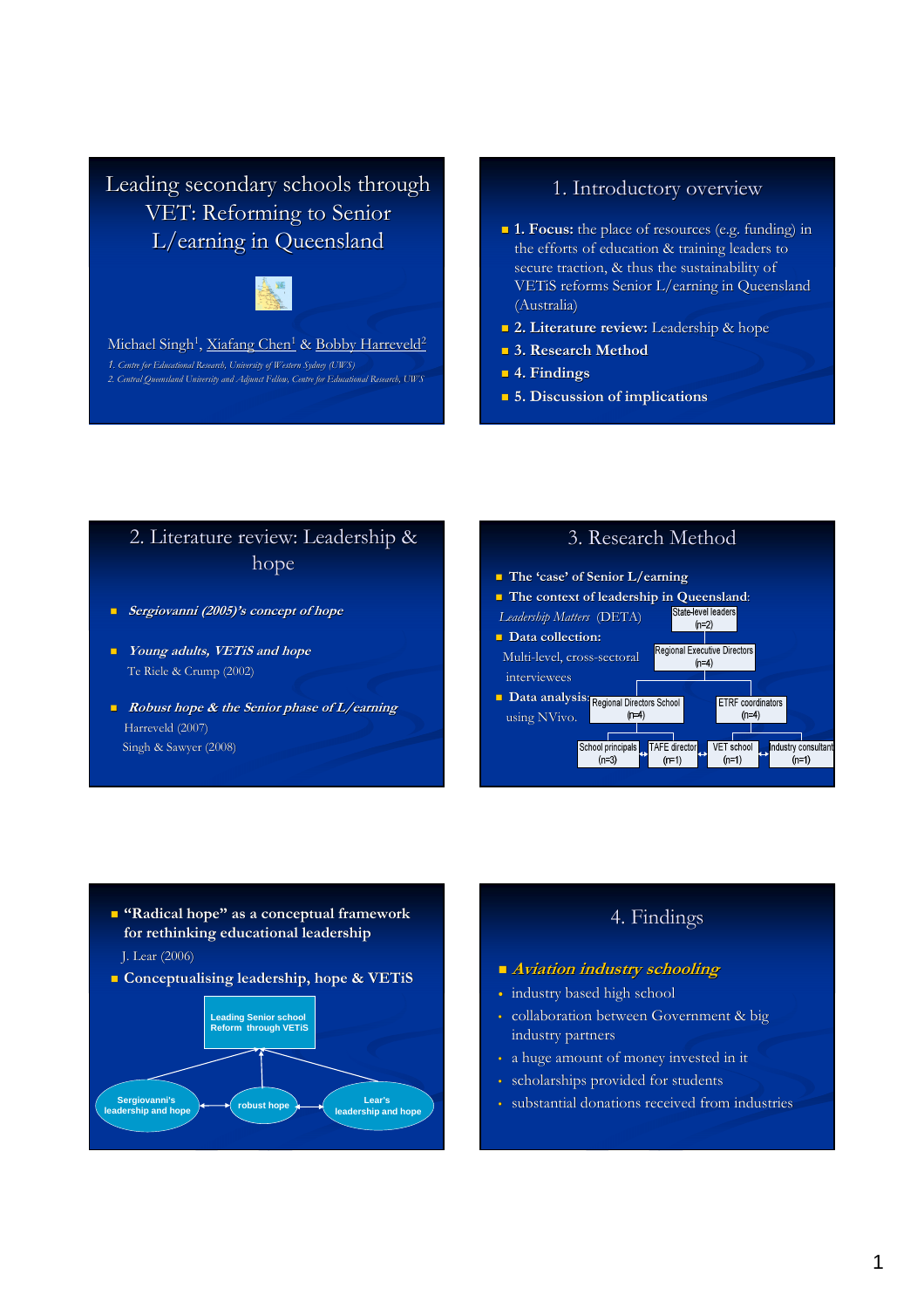# Leading secondary schools through VET: Reforming to Senior L/earning in Queensland

Michael Singh[1], Xiafang Chen[1] & Bobby Harreveld[2]

1. Centre for Educational Research, University of Western Sydney (UWS)
2. Central Queensland University and Adjunct Fellow, Centre for Educational Research, UWS

## 1. Introductory overview

- **1. Focus:** the place of resources (e.g. funding) in the efforts of education & training leaders to secure traction, & thus the sustainability of VETiS reforms Senior L/earning in Queensland (Australia)
- **2. Literature review:** Leadership & hope
- **3. Research Method**
- **4. Findings**
- **5. Discussion of implications**

## 2. Literature review: Leadership & hope

- ***Sergiovanni (2005)'s concept of hope***
- ***Young adults, VETiS and hope***
  Te Riele & Crump (2002)
- ***Robust hope & the Senior phase of L/earning***
  Harreveld (2007)
  Singh & Sawyer (2008)

## 3. Research Method

- **The 'case' of Senior L/earning**
- **The context of leadership in Queensland:**
  *Leadership Matters* (DETA)
- **Data collection:**
  Multi-level, cross-sectoral interviewees
- **Data analysis:**
  using NVivo.

State-level leaders (n=2)
Regional Executive Directors (n=4)
Regional Directors School (n=4)
ETRF coordinators (n=4)
School principals (n=3)
TAFE director (n=1)
VET school (n=1)
Industry consultant (n=1)

- **"Radical hope" as a conceptual framework for rethinking educational leadership**
  J. Lear (2006)
- **Conceptualising leadership, hope & VETiS**

Leading Senior school Reform through VETiS
Sergiovanni's leadership and hope
robust hope
Lear's leadership and hope

## 4. Findings

- ***Aviation industry schooling***
  - industry based high school
  - collaboration between Government & big industry partners
  - a huge amount of money invested in it
  - scholarships provided for students
  - substantial donations received from industries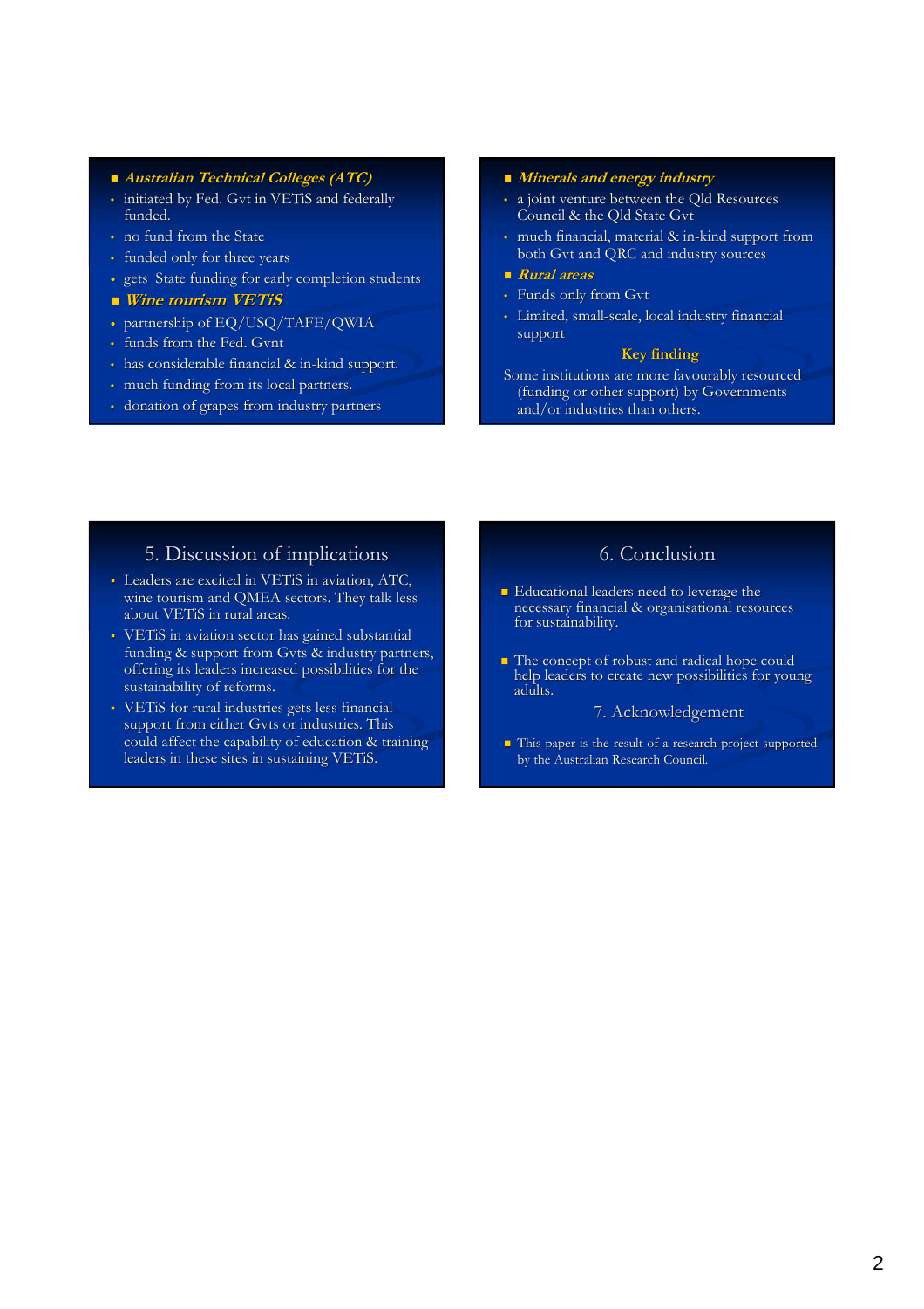- ***Australian Technical Colleges (ATC)***
  - initiated by Fed. Gvt in VETiS and federally funded.
  - no fund from the State
  - funded only for three years
  - gets State funding for early completion students
- ***Wine tourism VETiS***
  - partnership of EQ/USQ/TAFE/QWIA
  - funds from the Fed. Gvnt
  - has considerable financial & in-kind support.
  - much funding from its local partners.
  - donation of grapes from industry partners

- ***Minerals and energy industry***
  - a joint venture between the Qld Resources Council & the Qld State Gvt
  - much financial, material & in-kind support from both Gvt and QRC and industry sources
- ***Rural areas***
  - Funds only from Gvt
  - Limited, small-scale, local industry financial support

**Key finding**

Some institutions are more favourably resourced (funding or other support) by Governments and/or industries than others.

## 5. Discussion of implications

- Leaders are excited in VETiS in aviation, ATC, wine tourism and QMEA sectors. They talk less about VETiS in rural areas.
- VETiS in aviation sector has gained substantial funding & support from Gvts & industry partners, offering its leaders increased possibilities for the sustainability of reforms.
- VETiS for rural industries gets less financial support from either Gvts or industries. This could affect the capability of education & training leaders in these sites in sustaining VETiS.

## 6. Conclusion

- Educational leaders need to leverage the necessary financial & organisational resources for sustainability.
- The concept of robust and radical hope could help leaders to create new possibilities for young adults.

## 7. Acknowledgement

- This paper is the result of a research project supported by the Australian Research Council.